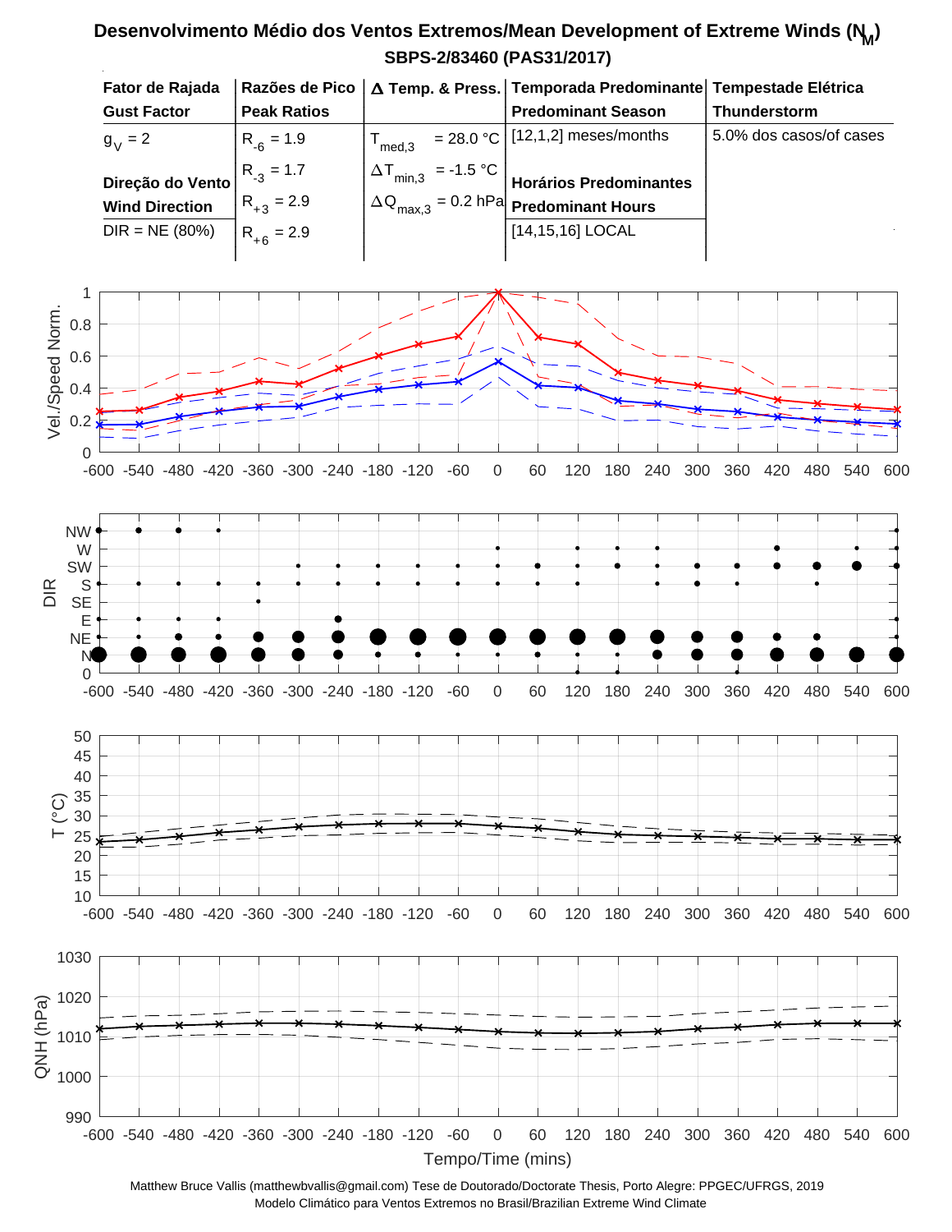# Desenvolvimento Médio dos Ventos Extremos/Mean Development of Extreme Winds ($N_M$)

## SBPS-2/83460 (PAS31/2017)

| Fator de Rajada<br>Gust Factor | Razões de Pico<br>Peak Ratios | Δ Temp. & Press. | Temporada Predominante<br>Predominant Season | Tempestade Elétrica<br>Thunderstorm |
|---|---|---|---|---|
| $g_V$ = 2 | $R_{-6}$ = 1.9 | $T_{med,3}$ = 28.0 °C | [12,1,2] meses/months | 5.0% dos casos/of cases |
| **Direção do Vento**<br>**Wind Direction** | $R_{-3}$ = 1.7 | $\Delta T_{min,3}$ = -1.5 °C | **Horários Predominantes**<br>**Predominant Hours** | |
| DIR = NE (80%) | $R_{+3}$ = 2.9 | $\Delta Q_{max,3}$ = 0.2 hPa | [14,15,16] LOCAL | |
| | $R_{+6}$ = 2.9 | | | |

Vel./Speed Norm.
1
0.8
0.6
0.4
0.2
0
-600 -540 -480 -420 -360 -300 -240 -180 -120 -60 0 60 120 180 240 300 360 420 480 540 600

DIR
NW
W
SW
S
SE
E
NE
N
0
-600 -540 -480 -420 -360 -300 -240 -180 -120 -60 0 60 120 180 240 300 360 420 480 540 600

T (°C)
50
45
40
35
30
25
20
15
10
-600 -540 -480 -420 -360 -300 -240 -180 -120 -60 0 60 120 180 240 300 360 420 480 540 600

QNH (hPa)
1030
1020
1010
1000
990
-600 -540 -480 -420 -360 -300 -240 -180 -120 -60 0 60 120 180 240 300 360 420 480 540 600

Tempo/Time (mins)

Matthew Bruce Vallis (matthewbvallis@gmail.com) Tese de Doutorado/Doctorate Thesis, Porto Alegre: PPGEC/UFRGS, 2019
Modelo Climático para Ventos Extremos no Brasil/Brazilian Extreme Wind Climate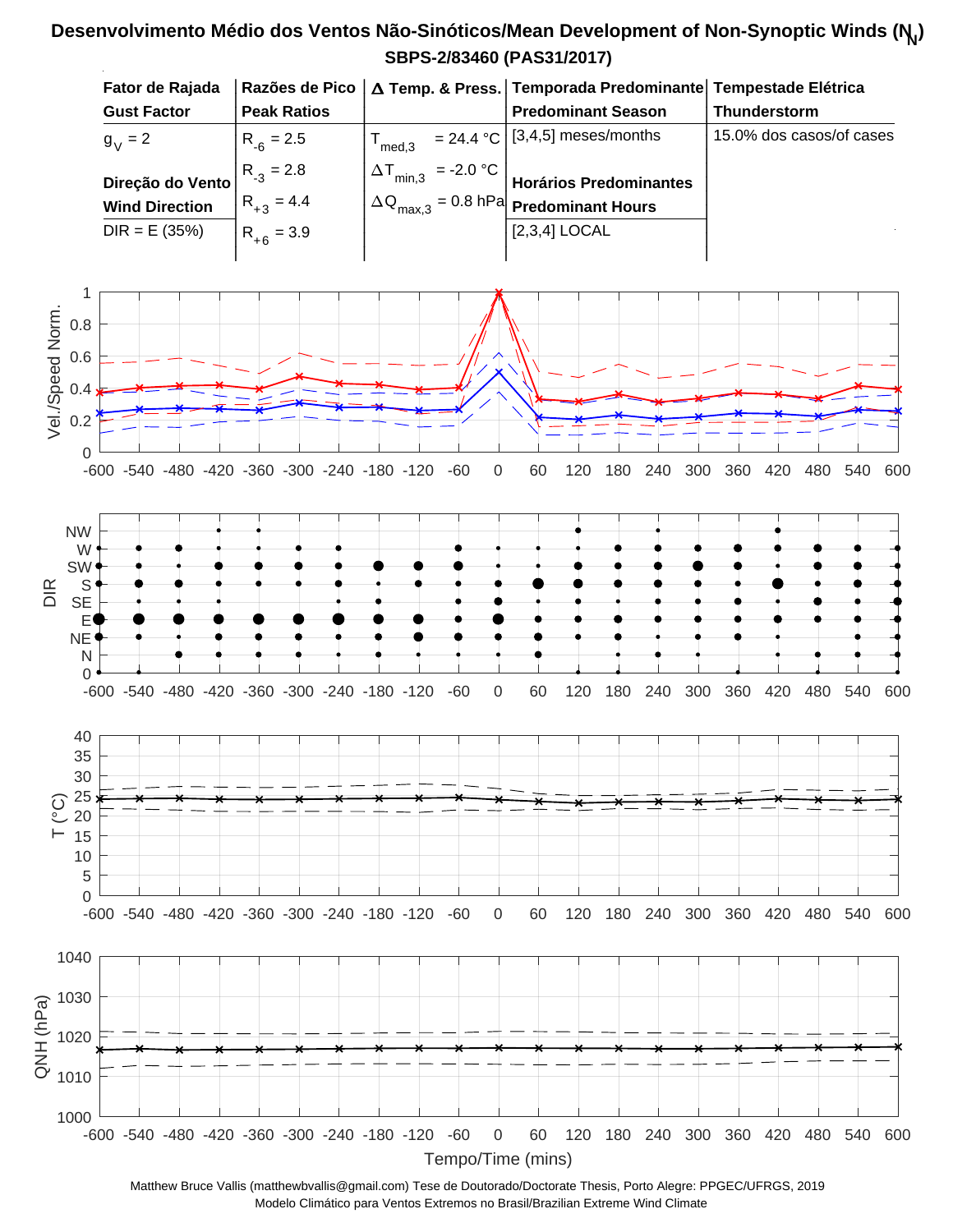# Desenvolvimento Médio dos Ventos Não-Sinóticos/Mean Development of Non-Synoptic Winds ($N_N$)

**SBPS-2/83460 (PAS31/2017)**

| Fator de Rajada / Gust Factor | Razões de Pico / Peak Ratios | Δ Temp. & Press. | Temporada Predominante / Predominant Season | Tempestade Elétrica / Thunderstorm |
|---|---|---|---|---|
| $g_V = 2$ | $R_{-6} = 2.5$ | $T_{med,3} = 24.4$ °C | [3,4,5] meses/months | 15.0% dos casos/of cases |
| **Direção do Vento / Wind Direction** | $R_{-3} = 2.8$ | $\Delta T_{min,3} = -2.0$ °C | **Horários Predominantes / Predominant Hours** | |
| DIR = E (35%) | $R_{+3} = 4.4$ | $\Delta Q_{max,3} = 0.8$ hPa | [2,3,4] LOCAL | |
| | $R_{+6} = 3.9$ | | | |

Vel./Speed Norm.
1
0.8
0.6
0.4
0.2
0
-600 -540 -480 -420 -360 -300 -240 -180 -120 -60 0 60 120 180 240 300 360 420 480 540 600

DIR
NW
W
SW
S
SE
E
NE
N
0
-600 -540 -480 -420 -360 -300 -240 -180 -120 -60 0 60 120 180 240 300 360 420 480 540 600

T (°C)
40
35
30
25
20
15
10
5
0
-600 -540 -480 -420 -360 -300 -240 -180 -120 -60 0 60 120 180 240 300 360 420 480 540 600

QNH (hPa)
1040
1030
1020
1010
1000
-600 -540 -480 -420 -360 -300 -240 -180 -120 -60 0 60 120 180 240 300 360 420 480 540 600

Tempo/Time (mins)

Matthew Bruce Vallis (matthewbvallis@gmail.com) Tese de Doutorado/Doctorate Thesis, Porto Alegre: PPGEC/UFRGS, 2019
Modelo Climático para Ventos Extremos no Brasil/Brazilian Extreme Wind Climate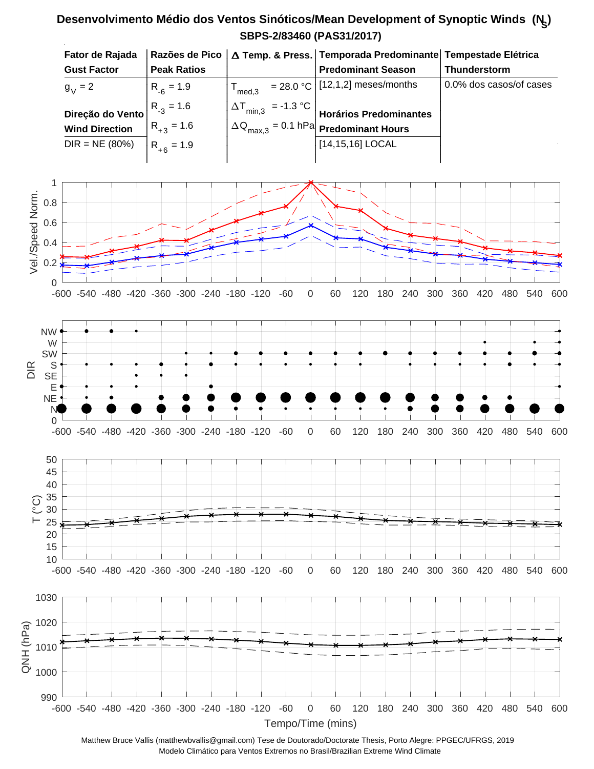# Desenvolvimento Médio dos Ventos Sinóticos/Mean Development of Synoptic Winds ($N_S$)

## SBPS-2/83460 (PAS31/2017)

| Fator de Rajada Gust Factor | Razões de Pico Peak Ratios | Δ Temp. & Press. | Temporada Predominante Predominant Season | Tempestade Elétrica Thunderstorm |
|---|---|---|---|---|
| $g_V = 2$ | $R_{-6} = 1.9$ | $T_{med,3} = 28.0$ °C | [12,1,2] meses/months | 0.0% dos casos/of cases |
| **Direção do Vento Wind Direction** | $R_{-3} = 1.6$ | $\Delta T_{min,3} = -1.3$ °C | **Horários Predominantes Predominant Hours** | |
| DIR = NE (80%) | $R_{+3} = 1.6$ | $\Delta Q_{max,3} = 0.1$ hPa | [14,15,16] LOCAL | |
| | $R_{+6} = 1.9$ | | | |

Vel./Speed Norm.
0 0.2 0.4 0.6 0.8 1
-600 -540 -480 -420 -360 -300 -240 -180 -120 -60 0 60 120 180 240 300 360 420 480 540 600

DIR
0 N NE E SE S SW W NW
-600 -540 -480 -420 -360 -300 -240 -180 -120 -60 0 60 120 180 240 300 360 420 480 540 600

T (°C)
10 15 20 25 30 35 40 45 50
-600 -540 -480 -420 -360 -300 -240 -180 -120 -60 0 60 120 180 240 300 360 420 480 540 600

QNH (hPa)
990 1000 1010 1020 1030
-600 -540 -480 -420 -360 -300 -240 -180 -120 -60 0 60 120 180 240 300 360 420 480 540 600

Tempo/Time (mins)

Matthew Bruce Vallis (matthewbvallis@gmail.com) Tese de Doutorado/Doctorate Thesis, Porto Alegre: PPGEC/UFRGS, 2019
Modelo Climático para Ventos Extremos no Brasil/Brazilian Extreme Wind Climate